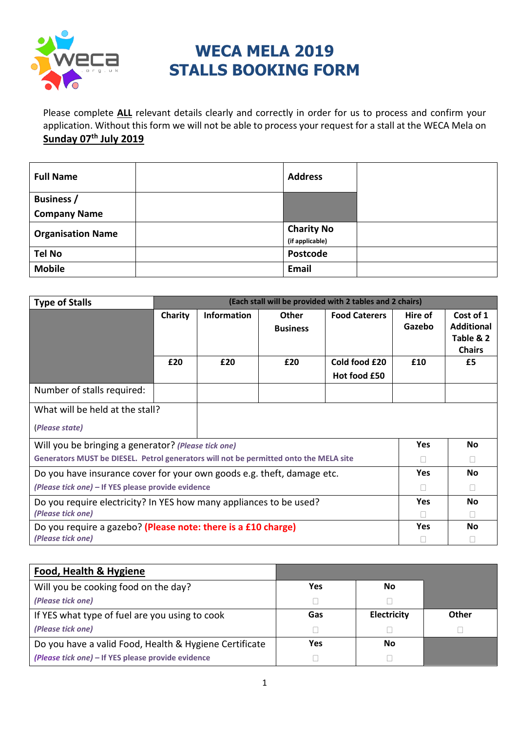# WECA MELA 2019
# STALLS BOOKING FORM

Please complete **ALL** relevant details clearly and correctly in order for us to process and confirm your application. Without this form we will not be able to process your request for a stall at the WECA Mela on **Sunday 07th July 2019**

| **Full Name** | | **Address** | |
|---|---|---|---|
| **Business / Company Name** | | | |
| **Organisation Name** | | **Charity No** (if applicable) | |
| **Tel No** | | **Postcode** | |
| **Mobile** | | **Email** | |

| **Type of Stalls** | (Each stall will be provided with 2 tables and 2 chairs) | | | | | |
|---|---|---|---|---|---|---|
| | **Charity** | **Information** | **Other Business** | **Food Caterers** | **Hire of Gazebo** | **Cost of 1 Additional Table & 2 Chairs** |
| | **£20** | **£20** | **£20** | **Cold food £20** **Hot food £50** | **£10** | **£5** |
| Number of stalls required: | | | | | | |
| What will be held at the stall? *(Please state)* | | | | | | |

| | **Yes** | **No** |
|---|---|---|
| Will you be bringing a generator? *(Please tick one)* **Generators MUST be DIESEL. Petrol generators will not be permitted onto the MELA site** | ☐ | ☐ |
| Do you have insurance cover for your own goods e.g. theft, damage etc. *(Please tick one)* **– If YES please provide evidence** | ☐ | ☐ |
| Do you require electricity? In YES how many appliances to be used? *(Please tick one)* | ☐ | ☐ |
| Do you require a gazebo? **(Please note: there is a £10 charge)** *(Please tick one)* | ☐ | ☐ |

| **Food, Health & Hygiene** | | | |
|---|---|---|---|
| Will you be cooking food on the day? *(Please tick one)* | **Yes** ☐ | **No** ☐ | |
| If YES what type of fuel are you using to cook *(Please tick one)* | **Gas** ☐ | **Electricity** ☐ | **Other** ☐ |
| Do you have a valid Food, Health & Hygiene Certificate *(Please tick one)* **– If YES please provide evidence** | **Yes** ☐ | **No** ☐ | |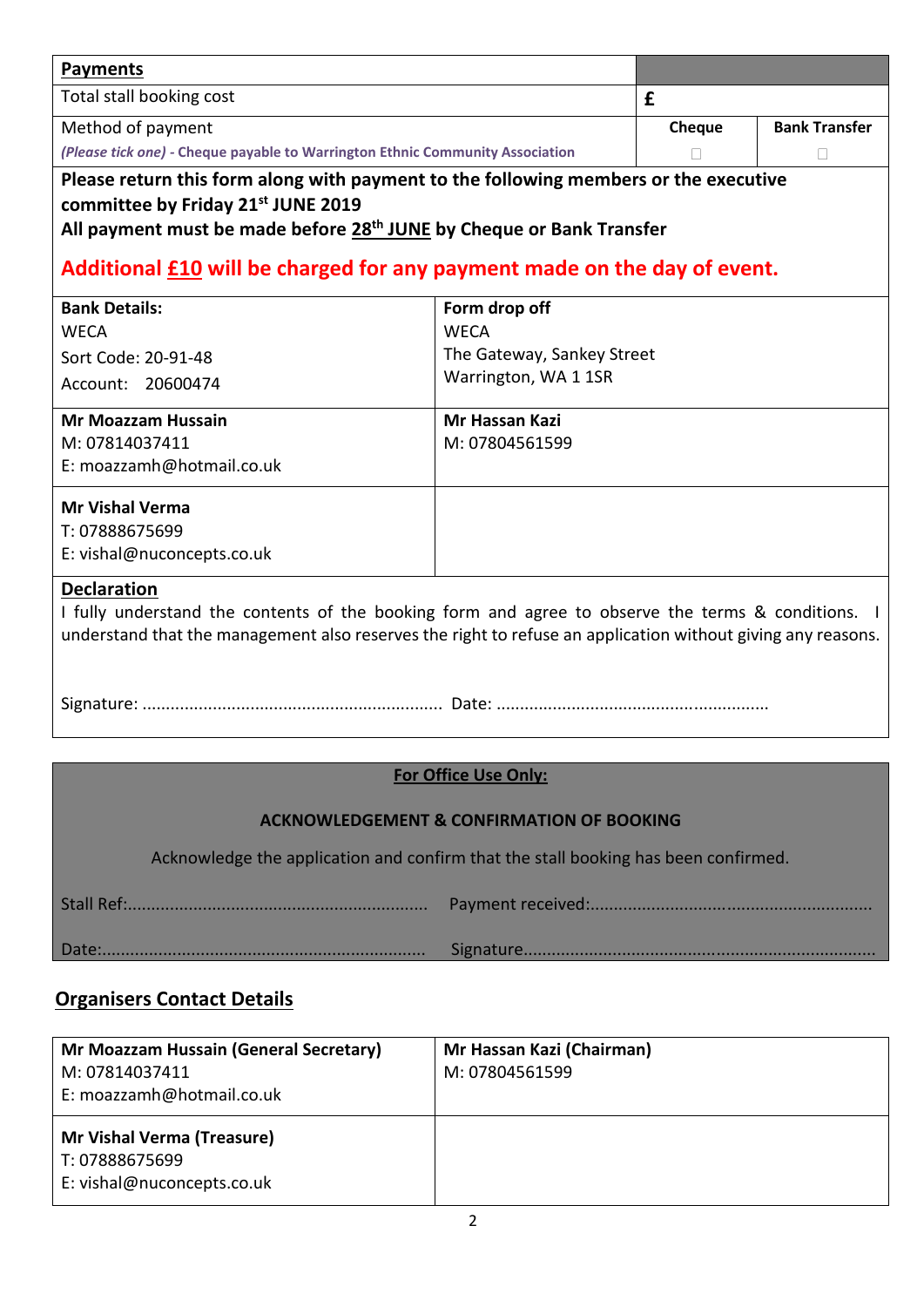| **Payments** | | |
|---|---|---|
| Total stall booking cost | £ | |
| Method of payment<br>*(Please tick one)* - **Cheque payable to Warrington Ethnic Community Association** | **Cheque**<br>☐ | **Bank Transfer**<br>☐ |

**Please return this form along with payment to the following members or the executive committee by Friday 21st JUNE 2019**
**All payment must be made before 28th JUNE by Cheque or Bank Transfer**

**Additional £10 will be charged for any payment made on the day of event.**

| **Bank Details:**<br>WECA<br>Sort Code: 20-91-48<br>Account: 20600474 | **Form drop off**<br>WECA<br>The Gateway, Sankey Street<br>Warrington, WA 1 1SR |
|---|---|
| **Mr Moazzam Hussain**<br>M: 07814037411<br>E: moazzamh@hotmail.co.uk | **Mr Hassan Kazi**<br>M: 07804561599 |
| **Mr Vishal Verma**<br>T: 07888675699<br>E: vishal@nuconcepts.co.uk | |

**Declaration**

I fully understand the contents of the booking form and agree to observe the terms & conditions. I understand that the management also reserves the right to refuse an application without giving any reasons.

Signature: ............................................................... Date: ........................................................

**For Office Use Only:**

**ACKNOWLEDGEMENT & CONFIRMATION OF BOOKING**

Acknowledge the application and confirm that the stall booking has been confirmed.

Stall Ref:.............................................................. Payment received:..........................................................

Date:.................................................................... Signature.........................................................................

## Organisers Contact Details

| **Mr Moazzam Hussain (General Secretary)**<br>M: 07814037411<br>E: moazzamh@hotmail.co.uk | **Mr Hassan Kazi (Chairman)**<br>M: 07804561599 |
|---|---|
| **Mr Vishal Verma (Treasure)**<br>T: 07888675699<br>E: vishal@nuconcepts.co.uk | |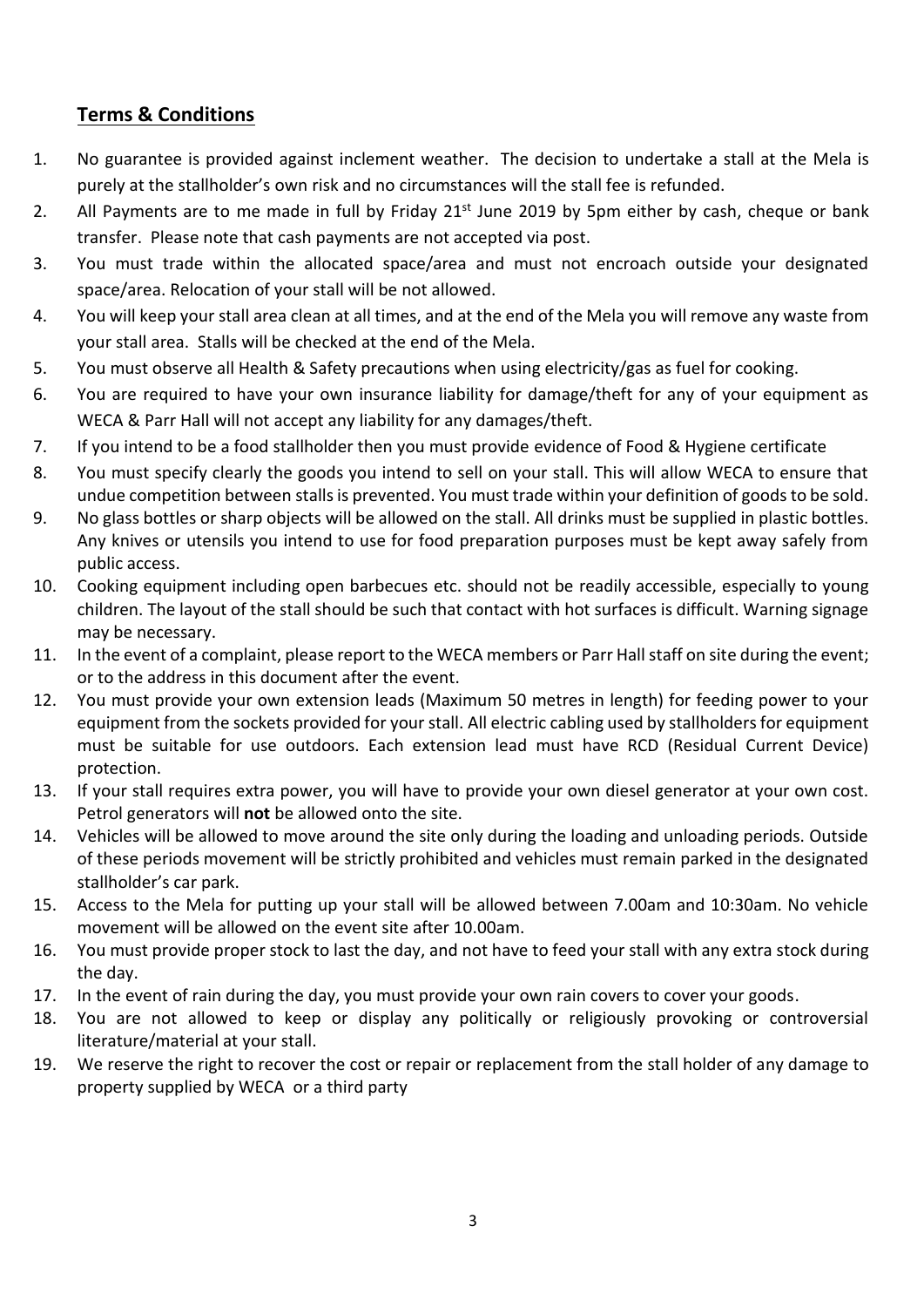## Terms & Conditions

1. No guarantee is provided against inclement weather. The decision to undertake a stall at the Mela is purely at the stallholder's own risk and no circumstances will the stall fee is refunded.
2. All Payments are to me made in full by Friday 21st June 2019 by 5pm either by cash, cheque or bank transfer. Please note that cash payments are not accepted via post.
3. You must trade within the allocated space/area and must not encroach outside your designated space/area. Relocation of your stall will be not allowed.
4. You will keep your stall area clean at all times, and at the end of the Mela you will remove any waste from your stall area. Stalls will be checked at the end of the Mela.
5. You must observe all Health & Safety precautions when using electricity/gas as fuel for cooking.
6. You are required to have your own insurance liability for damage/theft for any of your equipment as WECA & Parr Hall will not accept any liability for any damages/theft.
7. If you intend to be a food stallholder then you must provide evidence of Food & Hygiene certificate
8. You must specify clearly the goods you intend to sell on your stall. This will allow WECA to ensure that undue competition between stalls is prevented. You must trade within your definition of goods to be sold.
9. No glass bottles or sharp objects will be allowed on the stall. All drinks must be supplied in plastic bottles. Any knives or utensils you intend to use for food preparation purposes must be kept away safely from public access.
10. Cooking equipment including open barbecues etc. should not be readily accessible, especially to young children. The layout of the stall should be such that contact with hot surfaces is difficult. Warning signage may be necessary.
11. In the event of a complaint, please report to the WECA members or Parr Hall staff on site during the event; or to the address in this document after the event.
12. You must provide your own extension leads (Maximum 50 metres in length) for feeding power to your equipment from the sockets provided for your stall. All electric cabling used by stallholders for equipment must be suitable for use outdoors. Each extension lead must have RCD (Residual Current Device) protection.
13. If your stall requires extra power, you will have to provide your own diesel generator at your own cost. Petrol generators will **not** be allowed onto the site.
14. Vehicles will be allowed to move around the site only during the loading and unloading periods. Outside of these periods movement will be strictly prohibited and vehicles must remain parked in the designated stallholder's car park.
15. Access to the Mela for putting up your stall will be allowed between 7.00am and 10:30am. No vehicle movement will be allowed on the event site after 10.00am.
16. You must provide proper stock to last the day, and not have to feed your stall with any extra stock during the day.
17. In the event of rain during the day, you must provide your own rain covers to cover your goods.
18. You are not allowed to keep or display any politically or religiously provoking or controversial literature/material at your stall.
19. We reserve the right to recover the cost or repair or replacement from the stall holder of any damage to property supplied by WECA or a third party